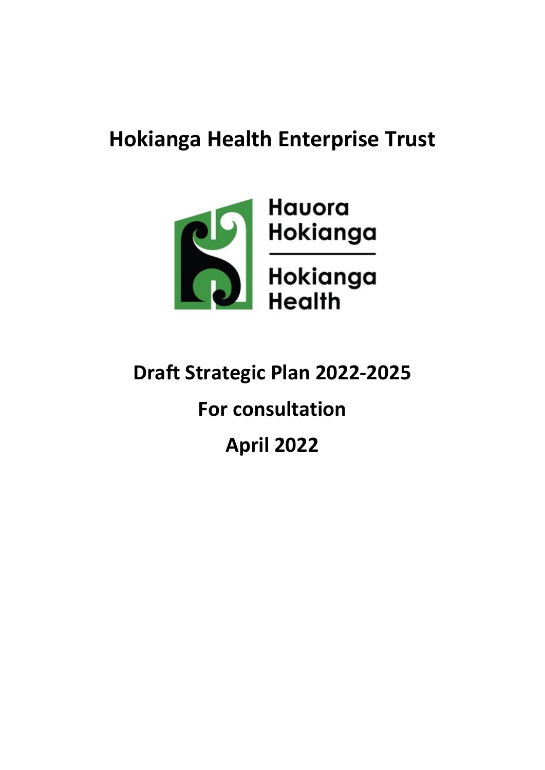# Hokianga Health Enterprise Trust

Hauora Hokianga

Hokianga Health

## Draft Strategic Plan 2022-2025

## For consultation

## April 2022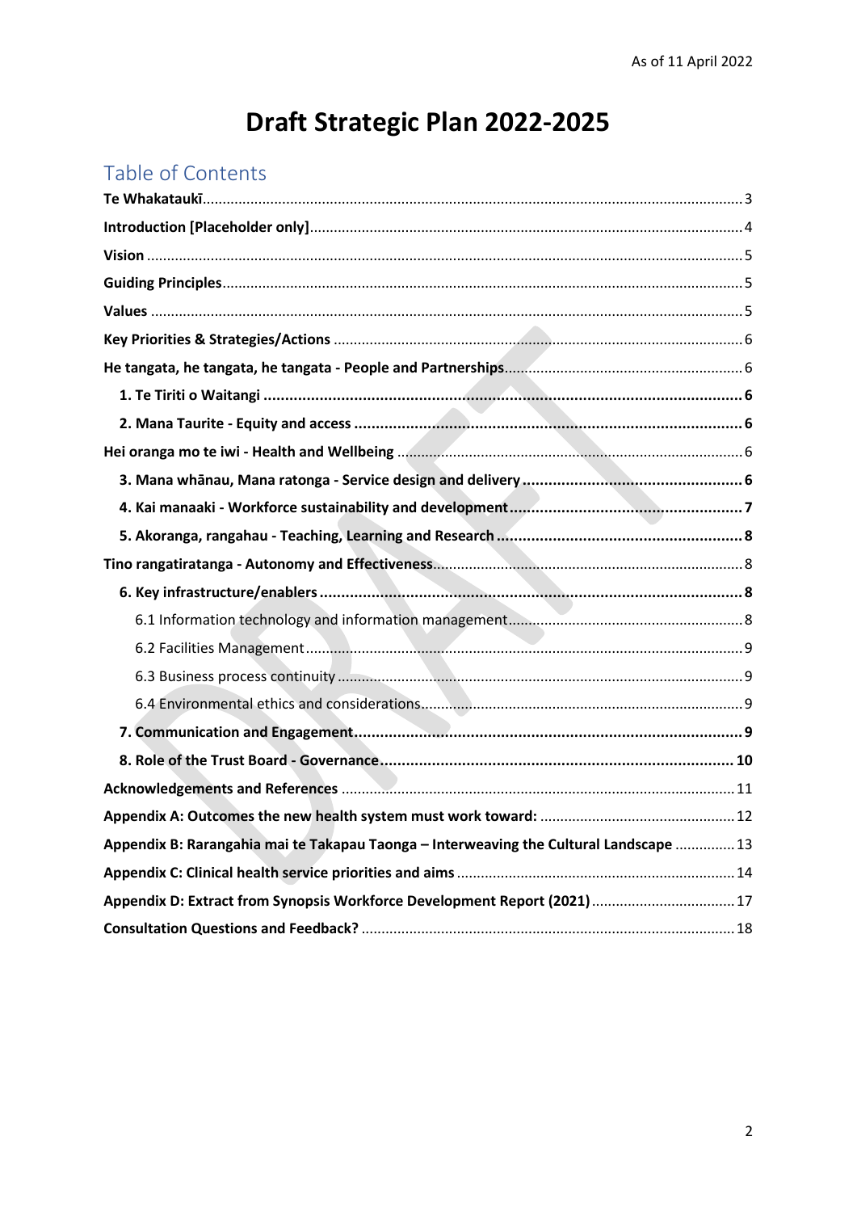As of 11 April 2022

# Draft Strategic Plan 2022-2025

## Table of Contents

**Te Whakataukī** ..... 3

**Introduction [Placeholder only]** ..... 4

**Vision** ..... 5

**Guiding Principles** ..... 5

**Values** ..... 5

**Key Priorities & Strategies/Actions** ..... 6

**He tangata, he tangata, he tangata - People and Partnerships** ..... 6

- **1. Te Tiriti o Waitangi** ..... **6**
- **2. Mana Taurite - Equity and access** ..... **6**

**Hei oranga mo te iwi - Health and Wellbeing** ..... 6

- **3. Mana whānau, Mana ratonga - Service design and delivery** ..... **6**
- **4. Kai manaaki - Workforce sustainability and development** ..... **7**
- **5. Akoranga, rangahau - Teaching, Learning and Research** ..... **8**

**Tino rangatiratanga - Autonomy and Effectiveness** ..... 8

- **6. Key infrastructure/enablers** ..... **8**
  - 6.1 Information technology and information management ..... 8
  - 6.2 Facilities Management ..... 9
  - 6.3 Business process continuity ..... 9
  - 6.4 Environmental ethics and considerations ..... 9
- **7. Communication and Engagement** ..... **9**
- **8. Role of the Trust Board - Governance** ..... **10**

**Acknowledgements and References** ..... 11

**Appendix A: Outcomes the new health system must work toward:** ..... 12

**Appendix B: Rarangahia mai te Takapau Taonga – Interweaving the Cultural Landscape** ..... 13

**Appendix C: Clinical health service priorities and aims** ..... 14

**Appendix D: Extract from Synopsis Workforce Development Report (2021)** ..... 17

**Consultation Questions and Feedback?** ..... 18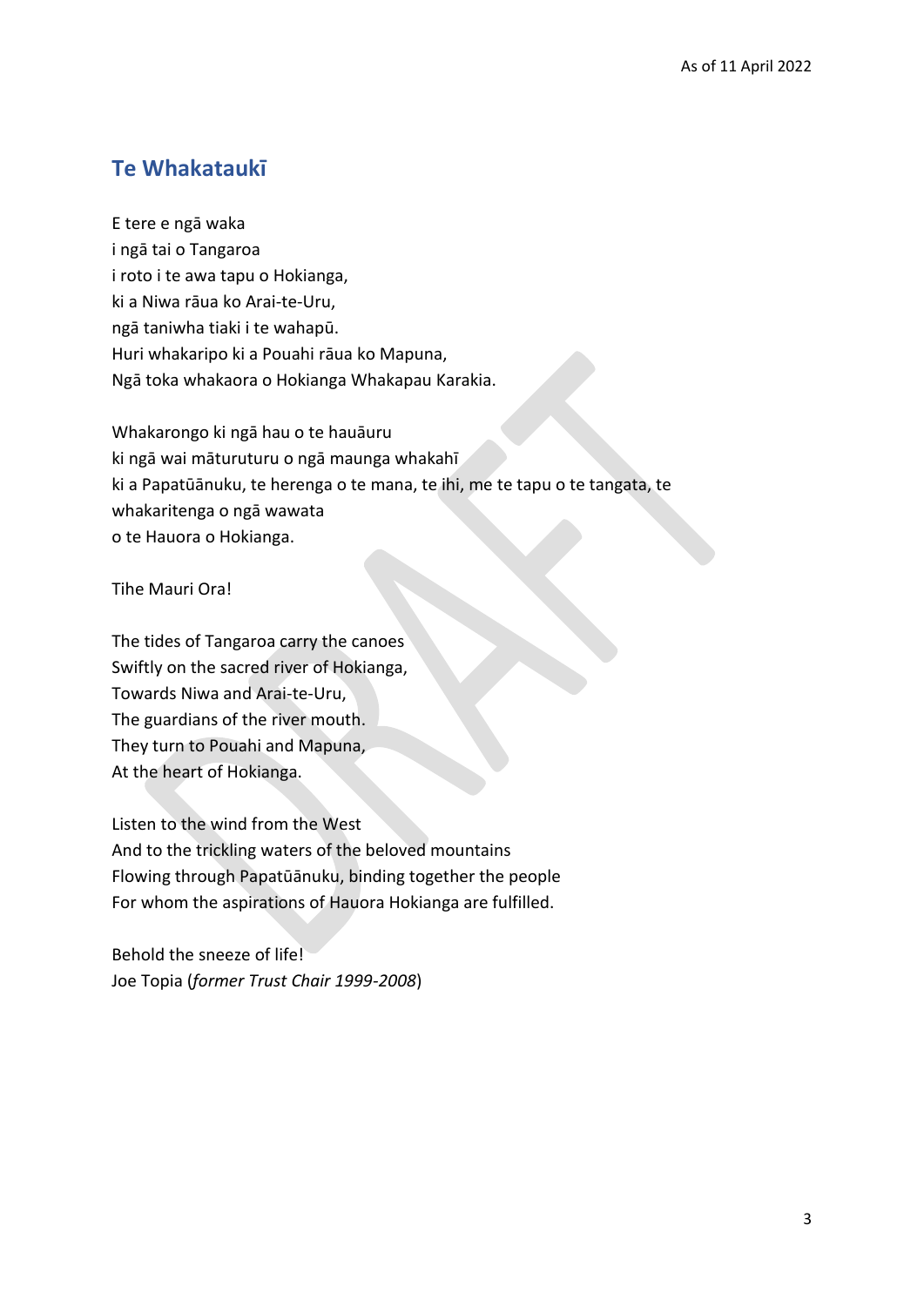## Te Whakataukī

E tere e ngā waka
i ngā tai o Tangaroa
i roto i te awa tapu o Hokianga,
ki a Niwa rāua ko Arai-te-Uru,
ngā taniwha tiaki i te wahapū.
Huri whakaripo ki a Pouahi rāua ko Mapuna,
Ngā toka whakaora o Hokianga Whakapau Karakia.

Whakarongo ki ngā hau o te hauāuru
ki ngā wai māturuturu o ngā maunga whakahī
ki a Papatūānuku, te herenga o te mana, te ihi, me te tapu o te tangata, te whakaritenga o ngā wawata
o te Hauora o Hokianga.

Tihe Mauri Ora!

The tides of Tangaroa carry the canoes
Swiftly on the sacred river of Hokianga,
Towards Niwa and Arai-te-Uru,
The guardians of the river mouth.
They turn to Pouahi and Mapuna,
At the heart of Hokianga.

Listen to the wind from the West
And to the trickling waters of the beloved mountains
Flowing through Papatūānuku, binding together the people
For whom the aspirations of Hauora Hokianga are fulfilled.

Behold the sneeze of life!
Joe Topia (*former Trust Chair 1999-2008*)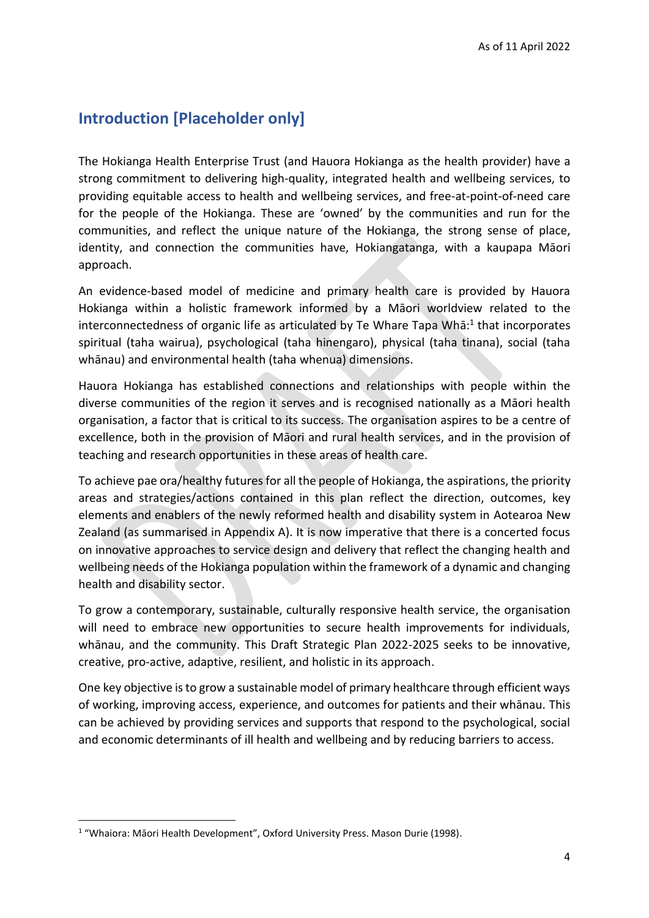## Introduction [Placeholder only]

The Hokianga Health Enterprise Trust (and Hauora Hokianga as the health provider) have a strong commitment to delivering high-quality, integrated health and wellbeing services, to providing equitable access to health and wellbeing services, and free-at-point-of-need care for the people of the Hokianga. These are 'owned' by the communities and run for the communities, and reflect the unique nature of the Hokianga, the strong sense of place, identity, and connection the communities have, Hokiangatanga, with a kaupapa Māori approach.

An evidence-based model of medicine and primary health care is provided by Hauora Hokianga within a holistic framework informed by a Māori worldview related to the interconnectedness of organic life as articulated by Te Whare Tapa Whā:[1] that incorporates spiritual (taha wairua), psychological (taha hinengaro), physical (taha tinana), social (taha whānau) and environmental health (taha whenua) dimensions.

Hauora Hokianga has established connections and relationships with people within the diverse communities of the region it serves and is recognised nationally as a Māori health organisation, a factor that is critical to its success. The organisation aspires to be a centre of excellence, both in the provision of Māori and rural health services, and in the provision of teaching and research opportunities in these areas of health care.

To achieve pae ora/healthy futures for all the people of Hokianga, the aspirations, the priority areas and strategies/actions contained in this plan reflect the direction, outcomes, key elements and enablers of the newly reformed health and disability system in Aotearoa New Zealand (as summarised in Appendix A). It is now imperative that there is a concerted focus on innovative approaches to service design and delivery that reflect the changing health and wellbeing needs of the Hokianga population within the framework of a dynamic and changing health and disability sector.

To grow a contemporary, sustainable, culturally responsive health service, the organisation will need to embrace new opportunities to secure health improvements for individuals, whānau, and the community. This Draft Strategic Plan 2022-2025 seeks to be innovative, creative, pro-active, adaptive, resilient, and holistic in its approach.

One key objective is to grow a sustainable model of primary healthcare through efficient ways of working, improving access, experience, and outcomes for patients and their whānau. This can be achieved by providing services and supports that respond to the psychological, social and economic determinants of ill health and wellbeing and by reducing barriers to access.

---

[1] "Whaiora: Māori Health Development", Oxford University Press. Mason Durie (1998).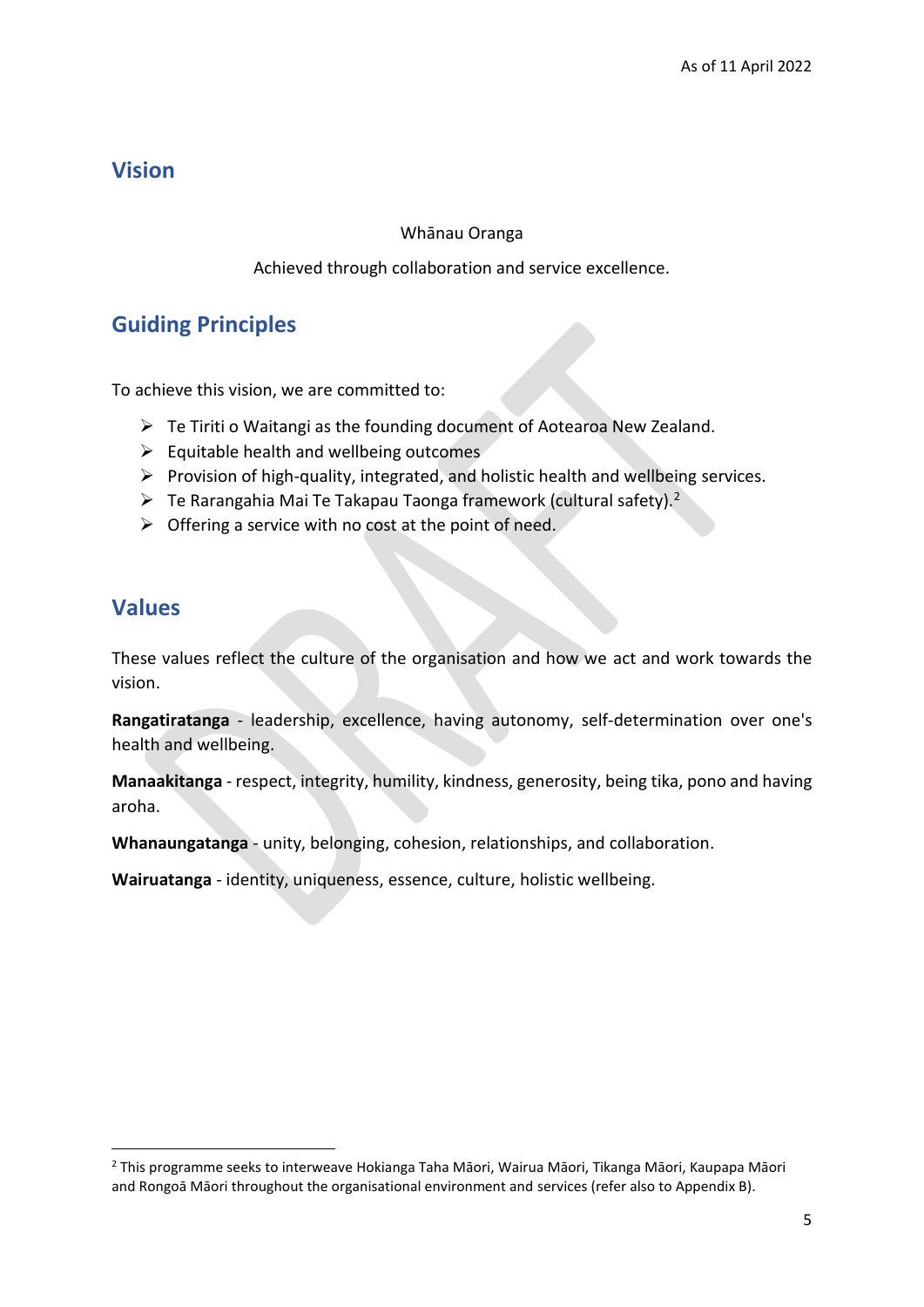## Vision

Whānau Oranga

Achieved through collaboration and service excellence.

## Guiding Principles

To achieve this vision, we are committed to:

- Te Tiriti o Waitangi as the founding document of Aotearoa New Zealand.
- Equitable health and wellbeing outcomes
- Provision of high-quality, integrated, and holistic health and wellbeing services.
- Te Rarangahia Mai Te Takapau Taonga framework (cultural safety).[2]
- Offering a service with no cost at the point of need.

## Values

These values reflect the culture of the organisation and how we act and work towards the vision.

**Rangatiratanga** - leadership, excellence, having autonomy, self-determination over one's health and wellbeing.

**Manaakitanga** - respect, integrity, humility, kindness, generosity, being tika, pono and having aroha.

**Whanaungatanga** - unity, belonging, cohesion, relationships, and collaboration.

**Wairuatanga** - identity, uniqueness, essence, culture, holistic wellbeing.

[2] This programme seeks to interweave Hokianga Taha Māori, Wairua Māori, Tikanga Māori, Kaupapa Māori and Rongoā Māori throughout the organisational environment and services (refer also to Appendix B).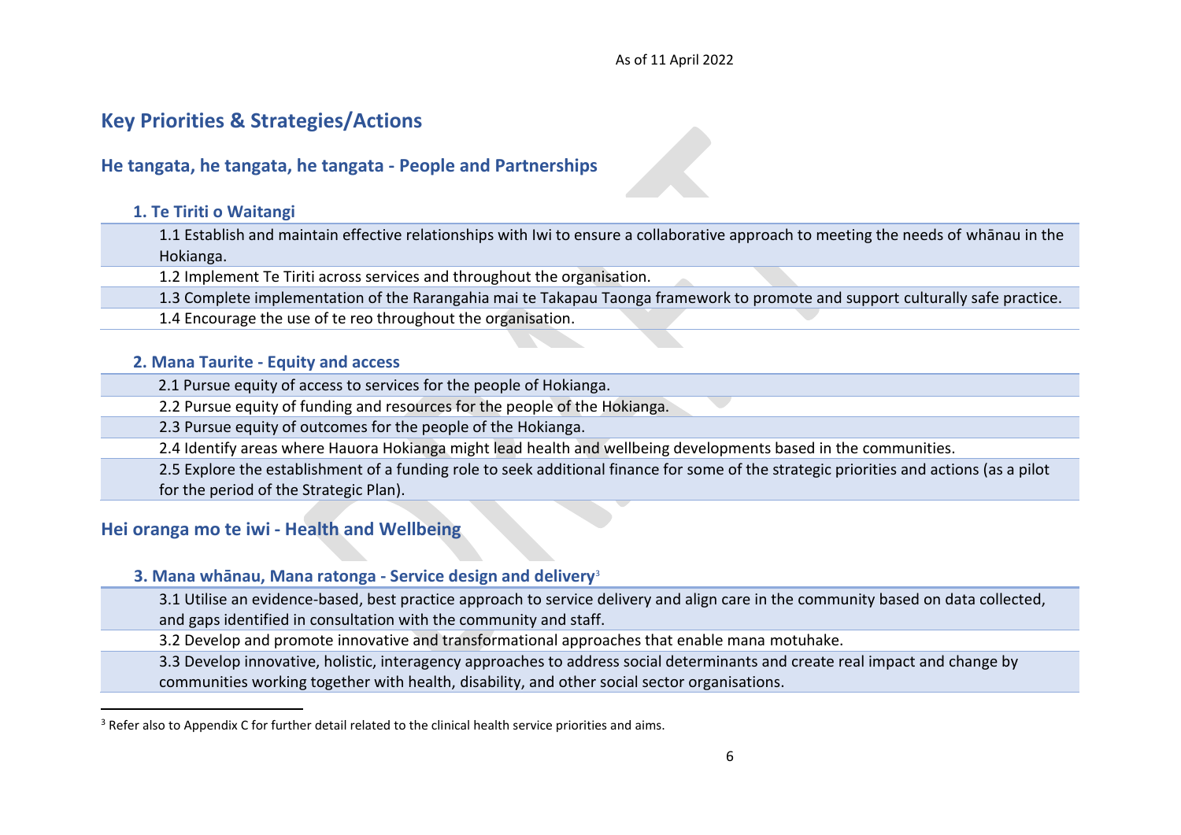As of 11 April 2022

# Key Priorities & Strategies/Actions

## He tangata, he tangata, he tangata - People and Partnerships

### 1. Te Tiriti o Waitangi

1.1 Establish and maintain effective relationships with Iwi to ensure a collaborative approach to meeting the needs of whānau in the Hokianga.

1.2 Implement Te Tiriti across services and throughout the organisation.

1.3 Complete implementation of the Rarangahia mai te Takapau Taonga framework to promote and support culturally safe practice.

1.4 Encourage the use of te reo throughout the organisation.

### 2. Mana Taurite - Equity and access

2.1 Pursue equity of access to services for the people of Hokianga.

2.2 Pursue equity of funding and resources for the people of the Hokianga.

2.3 Pursue equity of outcomes for the people of the Hokianga.

2.4 Identify areas where Hauora Hokianga might lead health and wellbeing developments based in the communities.

2.5 Explore the establishment of a funding role to seek additional finance for some of the strategic priorities and actions (as a pilot for the period of the Strategic Plan).

## Hei oranga mo te iwi - Health and Wellbeing

### 3. Mana whānau, Mana ratonga - Service design and delivery[3]

3.1 Utilise an evidence-based, best practice approach to service delivery and align care in the community based on data collected, and gaps identified in consultation with the community and staff.

3.2 Develop and promote innovative and transformational approaches that enable mana motuhake.

3.3 Develop innovative, holistic, interagency approaches to address social determinants and create real impact and change by communities working together with health, disability, and other social sector organisations.

[3] Refer also to Appendix C for further detail related to the clinical health service priorities and aims.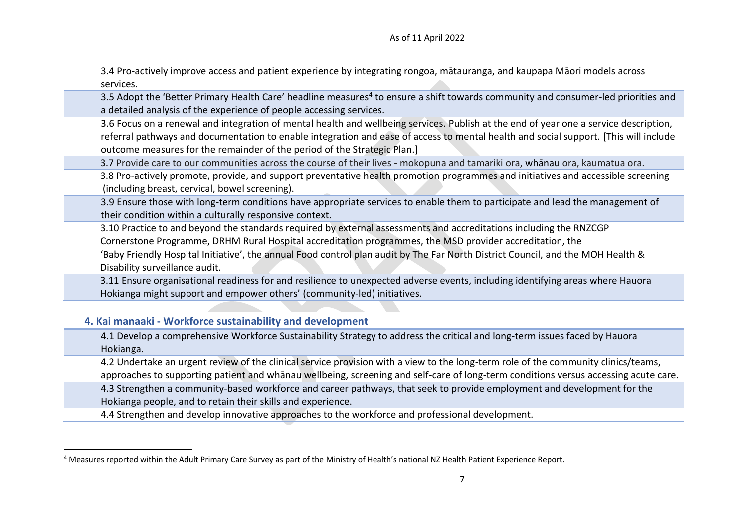3.4 Pro-actively improve access and patient experience by integrating rongoa, mātauranga, and kaupapa Māori models across services.

3.5 Adopt the 'Better Primary Health Care' headline measures[4] to ensure a shift towards community and consumer-led priorities and a detailed analysis of the experience of people accessing services.

3.6 Focus on a renewal and integration of mental health and wellbeing services. Publish at the end of year one a service description, referral pathways and documentation to enable integration and ease of access to mental health and social support. [This will include outcome measures for the remainder of the period of the Strategic Plan.]

3.7 Provide care to our communities across the course of their lives - mokopuna and tamariki ora, whānau ora, kaumatua ora.

3.8 Pro-actively promote, provide, and support preventative health promotion programmes and initiatives and accessible screening (including breast, cervical, bowel screening).

3.9 Ensure those with long-term conditions have appropriate services to enable them to participate and lead the management of their condition within a culturally responsive context.

3.10 Practice to and beyond the standards required by external assessments and accreditations including the RNZCGP Cornerstone Programme, DRHM Rural Hospital accreditation programmes, the MSD provider accreditation, the 'Baby Friendly Hospital Initiative', the annual Food control plan audit by The Far North District Council, and the MOH Health & Disability surveillance audit.

3.11 Ensure organisational readiness for and resilience to unexpected adverse events, including identifying areas where Hauora Hokianga might support and empower others' (community-led) initiatives.

## 4. Kai manaaki - Workforce sustainability and development

4.1 Develop a comprehensive Workforce Sustainability Strategy to address the critical and long-term issues faced by Hauora Hokianga.

4.2 Undertake an urgent review of the clinical service provision with a view to the long-term role of the community clinics/teams, approaches to supporting patient and whānau wellbeing, screening and self-care of long-term conditions versus accessing acute care.

4.3 Strengthen a community-based workforce and career pathways, that seek to provide employment and development for the Hokianga people, and to retain their skills and experience.

4.4 Strengthen and develop innovative approaches to the workforce and professional development.

---

[4] Measures reported within the Adult Primary Care Survey as part of the Ministry of Health's national NZ Health Patient Experience Report.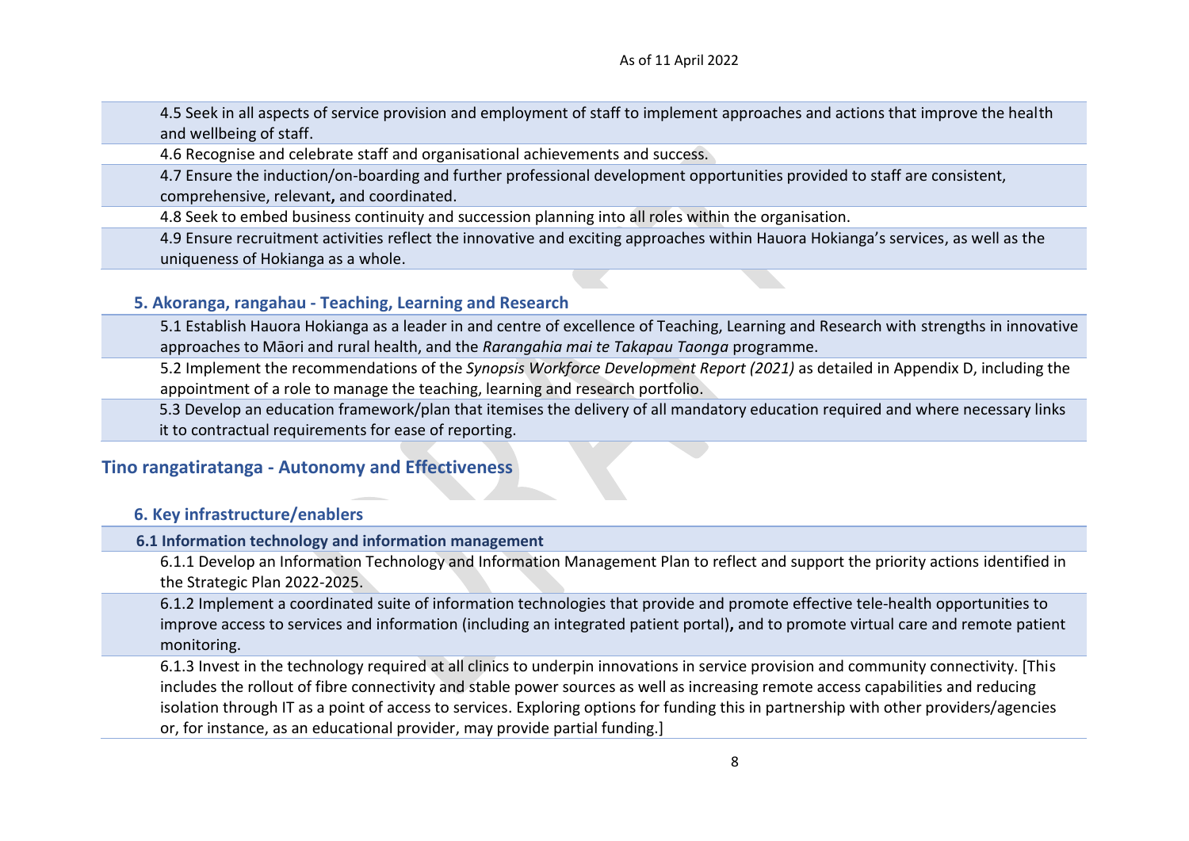4.5 Seek in all aspects of service provision and employment of staff to implement approaches and actions that improve the health and wellbeing of staff.

4.6 Recognise and celebrate staff and organisational achievements and success.

4.7 Ensure the induction/on-boarding and further professional development opportunities provided to staff are consistent, comprehensive, relevant**,** and coordinated.

4.8 Seek to embed business continuity and succession planning into all roles within the organisation.

4.9 Ensure recruitment activities reflect the innovative and exciting approaches within Hauora Hokianga's services, as well as the uniqueness of Hokianga as a whole.

### 5. Akoranga, rangahau - Teaching, Learning and Research

5.1 Establish Hauora Hokianga as a leader in and centre of excellence of Teaching, Learning and Research with strengths in innovative approaches to Māori and rural health, and the *Rarangahia mai te Takapau Taonga* programme.

5.2 Implement the recommendations of the *Synopsis Workforce Development Report (2021)* as detailed in Appendix D, including the appointment of a role to manage the teaching, learning and research portfolio.

5.3 Develop an education framework/plan that itemises the delivery of all mandatory education required and where necessary links it to contractual requirements for ease of reporting.

## Tino rangatiratanga - Autonomy and Effectiveness

### 6. Key infrastructure/enablers

**6.1 Information technology and information management**

6.1.1 Develop an Information Technology and Information Management Plan to reflect and support the priority actions identified in the Strategic Plan 2022-2025.

6.1.2 Implement a coordinated suite of information technologies that provide and promote effective tele-health opportunities to improve access to services and information (including an integrated patient portal)**,** and to promote virtual care and remote patient monitoring.

6.1.3 Invest in the technology required at all clinics to underpin innovations in service provision and community connectivity. [This includes the rollout of fibre connectivity and stable power sources as well as increasing remote access capabilities and reducing isolation through IT as a point of access to services. Exploring options for funding this in partnership with other providers/agencies or, for instance, as an educational provider, may provide partial funding.]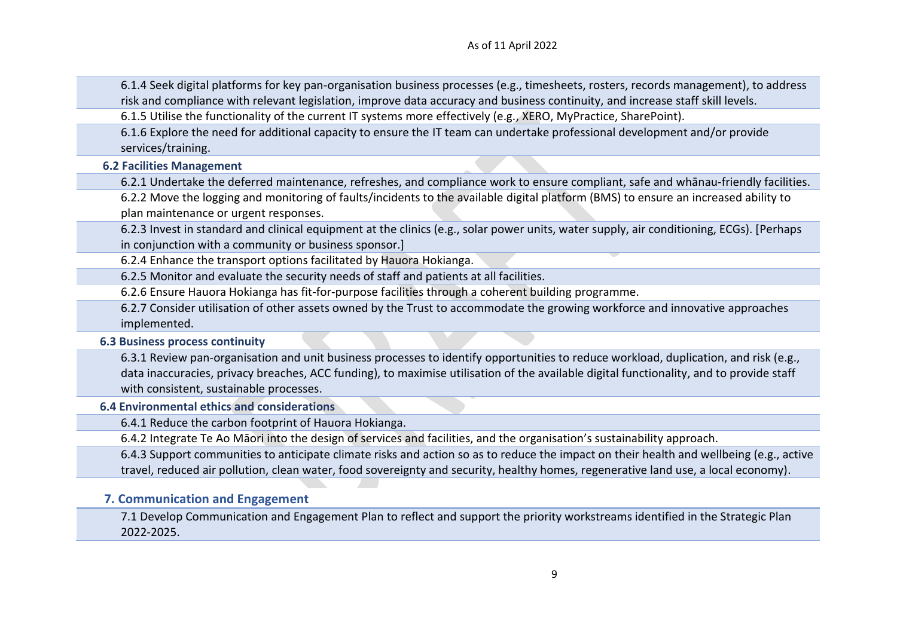6.1.4 Seek digital platforms for key pan-organisation business processes (e.g., timesheets, rosters, records management), to address risk and compliance with relevant legislation, improve data accuracy and business continuity, and increase staff skill levels.

6.1.5 Utilise the functionality of the current IT systems more effectively (e.g., XERO, MyPractice, SharePoint).

6.1.6 Explore the need for additional capacity to ensure the IT team can undertake professional development and/or provide services/training.

**6.2 Facilities Management**

6.2.1 Undertake the deferred maintenance, refreshes, and compliance work to ensure compliant, safe and whānau-friendly facilities.

6.2.2 Move the logging and monitoring of faults/incidents to the available digital platform (BMS) to ensure an increased ability to plan maintenance or urgent responses.

6.2.3 Invest in standard and clinical equipment at the clinics (e.g., solar power units, water supply, air conditioning, ECGs). [Perhaps in conjunction with a community or business sponsor.]

6.2.4 Enhance the transport options facilitated by Hauora Hokianga.

6.2.5 Monitor and evaluate the security needs of staff and patients at all facilities.

6.2.6 Ensure Hauora Hokianga has fit-for-purpose facilities through a coherent building programme.

6.2.7 Consider utilisation of other assets owned by the Trust to accommodate the growing workforce and innovative approaches implemented.

**6.3 Business process continuity**

6.3.1 Review pan-organisation and unit business processes to identify opportunities to reduce workload, duplication, and risk (e.g., data inaccuracies, privacy breaches, ACC funding), to maximise utilisation of the available digital functionality, and to provide staff with consistent, sustainable processes.

**6.4 Environmental ethics and considerations**

6.4.1 Reduce the carbon footprint of Hauora Hokianga.

6.4.2 Integrate Te Ao Māori into the design of services and facilities, and the organisation's sustainability approach.

6.4.3 Support communities to anticipate climate risks and action so as to reduce the impact on their health and wellbeing (e.g., active travel, reduced air pollution, clean water, food sovereignty and security, healthy homes, regenerative land use, a local economy).

## 7. Communication and Engagement

7.1 Develop Communication and Engagement Plan to reflect and support the priority workstreams identified in the Strategic Plan 2022-2025.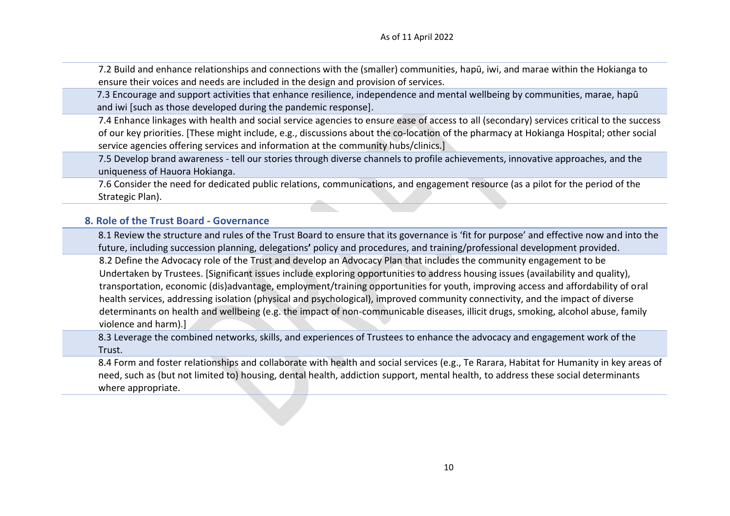7.2 Build and enhance relationships and connections with the (smaller) communities, hapū, iwi, and marae within the Hokianga to ensure their voices and needs are included in the design and provision of services.

7.3 Encourage and support activities that enhance resilience, independence and mental wellbeing by communities, marae, hapū and iwi [such as those developed during the pandemic response].

7.4 Enhance linkages with health and social service agencies to ensure ease of access to all (secondary) services critical to the success of our key priorities. [These might include, e.g., discussions about the co-location of the pharmacy at Hokianga Hospital; other social service agencies offering services and information at the community hubs/clinics.]

7.5 Develop brand awareness - tell our stories through diverse channels to profile achievements, innovative approaches, and the uniqueness of Hauora Hokianga.

7.6 Consider the need for dedicated public relations, communications, and engagement resource (as a pilot for the period of the Strategic Plan).

## 8. Role of the Trust Board - Governance

8.1 Review the structure and rules of the Trust Board to ensure that its governance is 'fit for purpose' and effective now and into the future, including succession planning, delegations' policy and procedures, and training/professional development provided.

8.2 Define the Advocacy role of the Trust and develop an Advocacy Plan that includes the community engagement to be Undertaken by Trustees. [Significant issues include exploring opportunities to address housing issues (availability and quality), transportation, economic (dis)advantage, employment/training opportunities for youth, improving access and affordability of oral health services, addressing isolation (physical and psychological), improved community connectivity, and the impact of diverse determinants on health and wellbeing (e.g. the impact of non-communicable diseases, illicit drugs, smoking, alcohol abuse, family violence and harm).]

8.3 Leverage the combined networks, skills, and experiences of Trustees to enhance the advocacy and engagement work of the Trust.

8.4 Form and foster relationships and collaborate with health and social services (e.g., Te Rarara, Habitat for Humanity in key areas of need, such as (but not limited to) housing, dental health, addiction support, mental health, to address these social determinants where appropriate.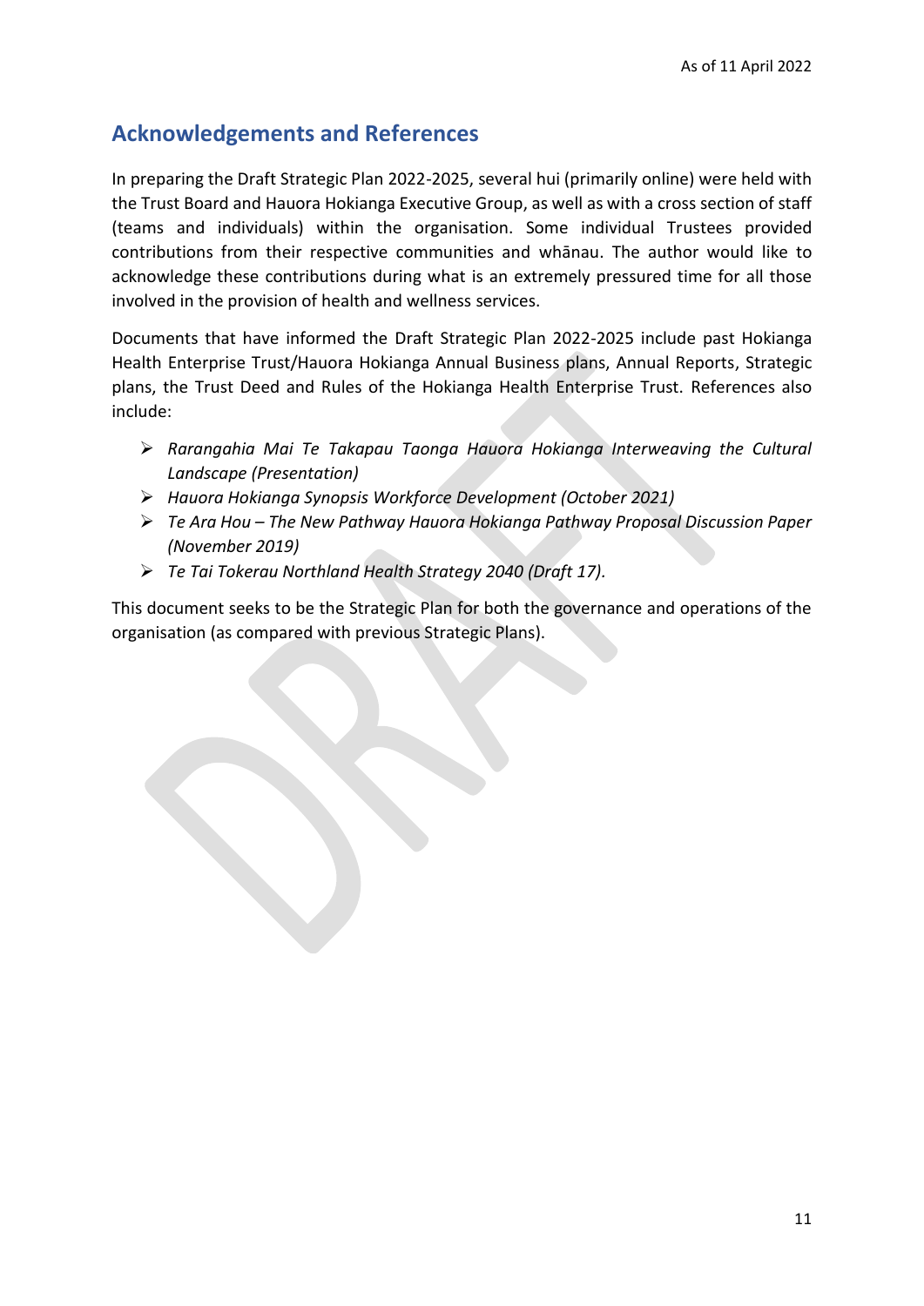## Acknowledgements and References

In preparing the Draft Strategic Plan 2022-2025, several hui (primarily online) were held with the Trust Board and Hauora Hokianga Executive Group, as well as with a cross section of staff (teams and individuals) within the organisation. Some individual Trustees provided contributions from their respective communities and whānau. The author would like to acknowledge these contributions during what is an extremely pressured time for all those involved in the provision of health and wellness services.

Documents that have informed the Draft Strategic Plan 2022-2025 include past Hokianga Health Enterprise Trust/Hauora Hokianga Annual Business plans, Annual Reports, Strategic plans, the Trust Deed and Rules of the Hokianga Health Enterprise Trust. References also include:

- *Rarangahia Mai Te Takapau Taonga Hauora Hokianga Interweaving the Cultural Landscape (Presentation)*
- *Hauora Hokianga Synopsis Workforce Development (October 2021)*
- *Te Ara Hou – The New Pathway Hauora Hokianga Pathway Proposal Discussion Paper (November 2019)*
- *Te Tai Tokerau Northland Health Strategy 2040 (Draft 17).*

This document seeks to be the Strategic Plan for both the governance and operations of the organisation (as compared with previous Strategic Plans).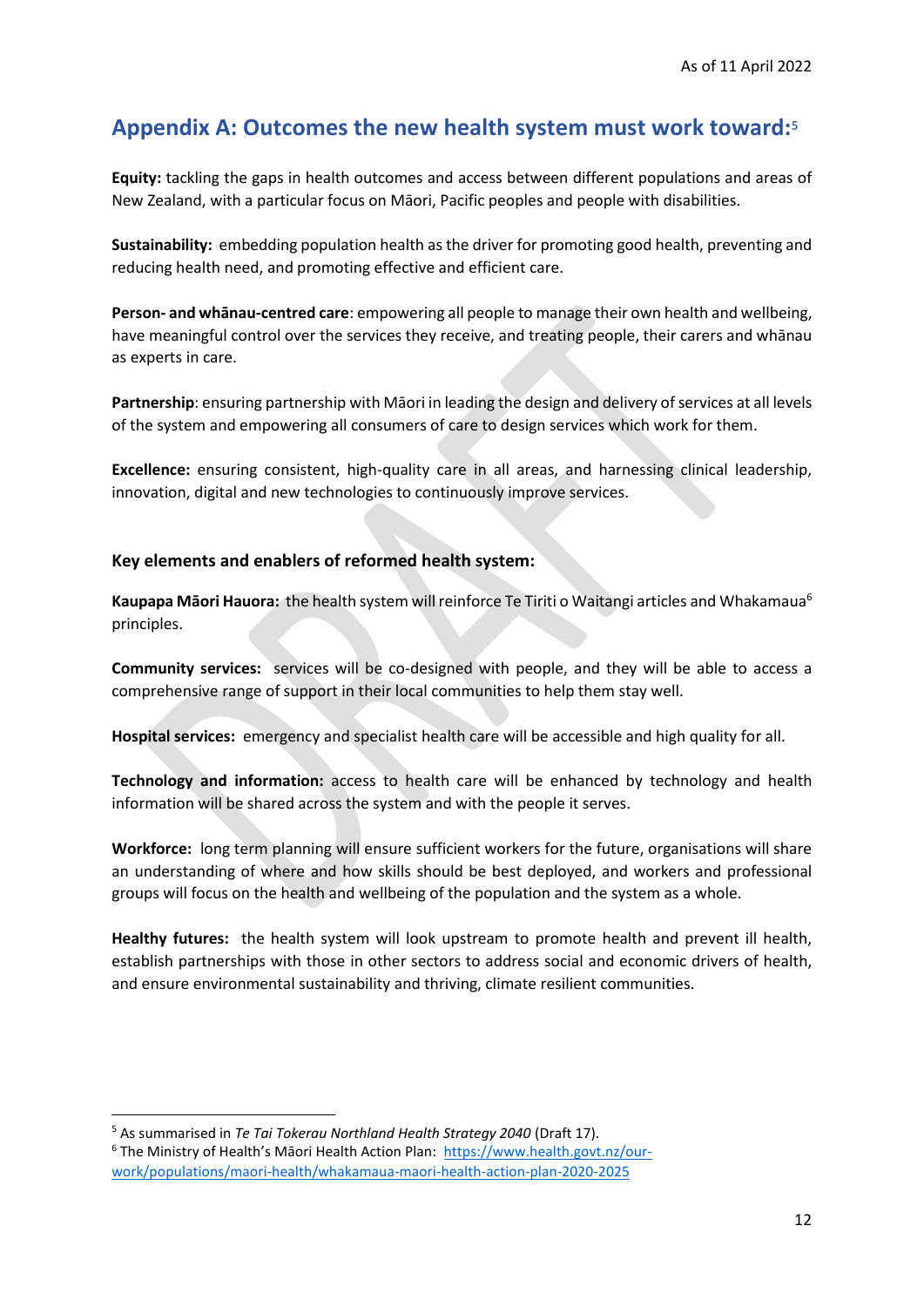## Appendix A: Outcomes the new health system must work toward:[5]

**Equity:** tackling the gaps in health outcomes and access between different populations and areas of New Zealand, with a particular focus on Māori, Pacific peoples and people with disabilities.

**Sustainability:** embedding population health as the driver for promoting good health, preventing and reducing health need, and promoting effective and efficient care.

**Person- and whānau-centred care**: empowering all people to manage their own health and wellbeing, have meaningful control over the services they receive, and treating people, their carers and whānau as experts in care.

**Partnership**: ensuring partnership with Māori in leading the design and delivery of services at all levels of the system and empowering all consumers of care to design services which work for them.

**Excellence:** ensuring consistent, high-quality care in all areas, and harnessing clinical leadership, innovation, digital and new technologies to continuously improve services.

### Key elements and enablers of reformed health system:

**Kaupapa Māori Hauora:** the health system will reinforce Te Tiriti o Waitangi articles and Whakamaua[6] principles.

**Community services:** services will be co-designed with people, and they will be able to access a comprehensive range of support in their local communities to help them stay well.

**Hospital services:** emergency and specialist health care will be accessible and high quality for all.

**Technology and information:** access to health care will be enhanced by technology and health information will be shared across the system and with the people it serves.

**Workforce:** long term planning will ensure sufficient workers for the future, organisations will share an understanding of where and how skills should be best deployed, and workers and professional groups will focus on the health and wellbeing of the population and the system as a whole.

**Healthy futures:** the health system will look upstream to promote health and prevent ill health, establish partnerships with those in other sectors to address social and economic drivers of health, and ensure environmental sustainability and thriving, climate resilient communities.

---

[5] As summarised in *Te Tai Tokerau Northland Health Strategy 2040* (Draft 17).

[6] The Ministry of Health's Māori Health Action Plan: https://www.health.govt.nz/our-work/populations/maori-health/whakamaua-maori-health-action-plan-2020-2025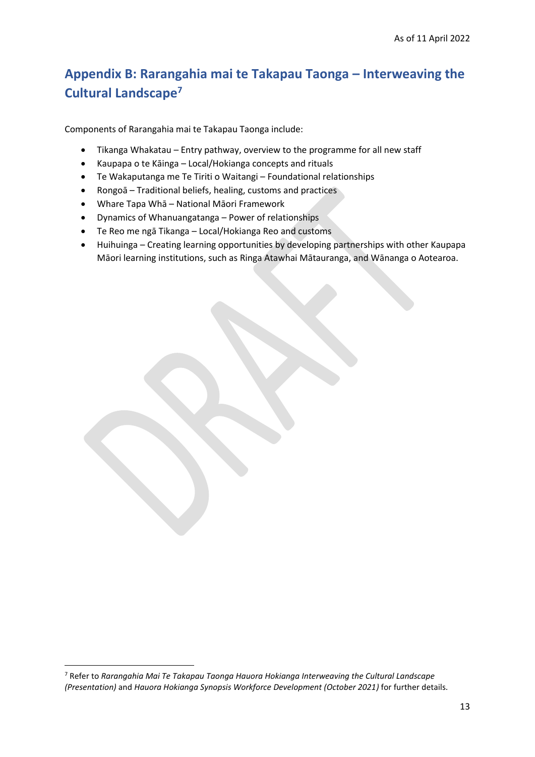## Appendix B: Rarangahia mai te Takapau Taonga – Interweaving the Cultural Landscape[7]

Components of Rarangahia mai te Takapau Taonga include:

- Tikanga Whakatau – Entry pathway, overview to the programme for all new staff
- Kaupapa o te Kāinga – Local/Hokianga concepts and rituals
- Te Wakaputanga me Te Tiriti o Waitangi – Foundational relationships
- Rongoā – Traditional beliefs, healing, customs and practices
- Whare Tapa Whā – National Māori Framework
- Dynamics of Whanuangatanga – Power of relationships
- Te Reo me ngā Tikanga – Local/Hokianga Reo and customs
- Huihuinga – Creating learning opportunities by developing partnerships with other Kaupapa Māori learning institutions, such as Ringa Atawhai Mātauranga, and Wānanga o Aotearoa.

[7] Refer to *Rarangahia Mai Te Takapau Taonga Hauora Hokianga Interweaving the Cultural Landscape (Presentation)* and *Hauora Hokianga Synopsis Workforce Development (October 2021)* for further details.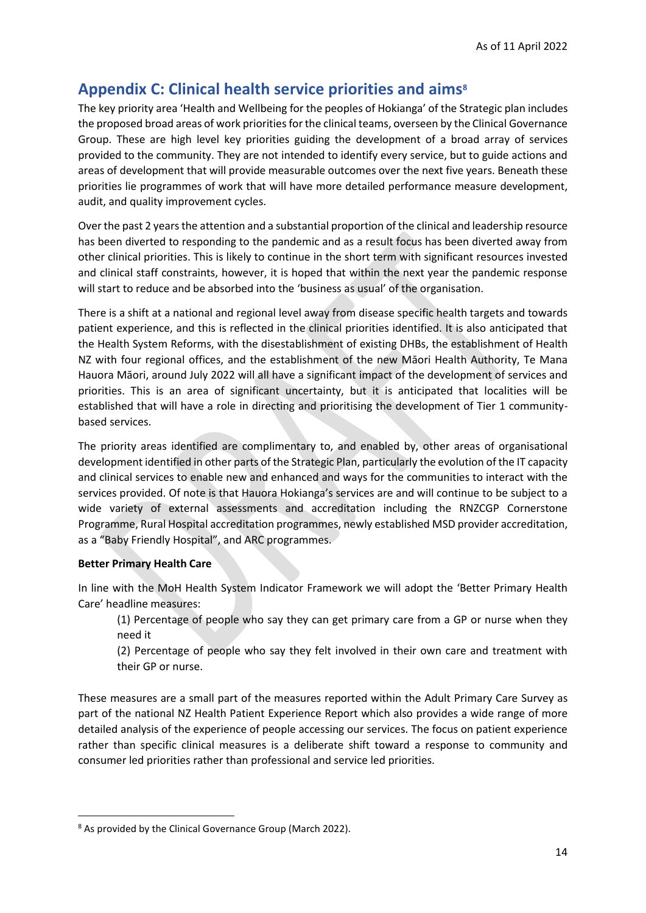## Appendix C: Clinical health service priorities and aims[8]

The key priority area 'Health and Wellbeing for the peoples of Hokianga' of the Strategic plan includes the proposed broad areas of work priorities for the clinical teams, overseen by the Clinical Governance Group. These are high level key priorities guiding the development of a broad array of services provided to the community. They are not intended to identify every service, but to guide actions and areas of development that will provide measurable outcomes over the next five years. Beneath these priorities lie programmes of work that will have more detailed performance measure development, audit, and quality improvement cycles.

Over the past 2 years the attention and a substantial proportion of the clinical and leadership resource has been diverted to responding to the pandemic and as a result focus has been diverted away from other clinical priorities. This is likely to continue in the short term with significant resources invested and clinical staff constraints, however, it is hoped that within the next year the pandemic response will start to reduce and be absorbed into the 'business as usual' of the organisation.

There is a shift at a national and regional level away from disease specific health targets and towards patient experience, and this is reflected in the clinical priorities identified. It is also anticipated that the Health System Reforms, with the disestablishment of existing DHBs, the establishment of Health NZ with four regional offices, and the establishment of the new Māori Health Authority, Te Mana Hauora Māori, around July 2022 will all have a significant impact of the development of services and priorities. This is an area of significant uncertainty, but it is anticipated that localities will be established that will have a role in directing and prioritising the development of Tier 1 community-based services.

The priority areas identified are complimentary to, and enabled by, other areas of organisational development identified in other parts of the Strategic Plan, particularly the evolution of the IT capacity and clinical services to enable new and enhanced and ways for the communities to interact with the services provided. Of note is that Hauora Hokianga's services are and will continue to be subject to a wide variety of external assessments and accreditation including the RNZCGP Cornerstone Programme, Rural Hospital accreditation programmes, newly established MSD provider accreditation, as a "Baby Friendly Hospital", and ARC programmes.

**Better Primary Health Care**

In line with the MoH Health System Indicator Framework we will adopt the 'Better Primary Health Care' headline measures:

(1) Percentage of people who say they can get primary care from a GP or nurse when they need it

(2) Percentage of people who say they felt involved in their own care and treatment with their GP or nurse.

These measures are a small part of the measures reported within the Adult Primary Care Survey as part of the national NZ Health Patient Experience Report which also provides a wide range of more detailed analysis of the experience of people accessing our services. The focus on patient experience rather than specific clinical measures is a deliberate shift toward a response to community and consumer led priorities rather than professional and service led priorities.

[8] As provided by the Clinical Governance Group (March 2022).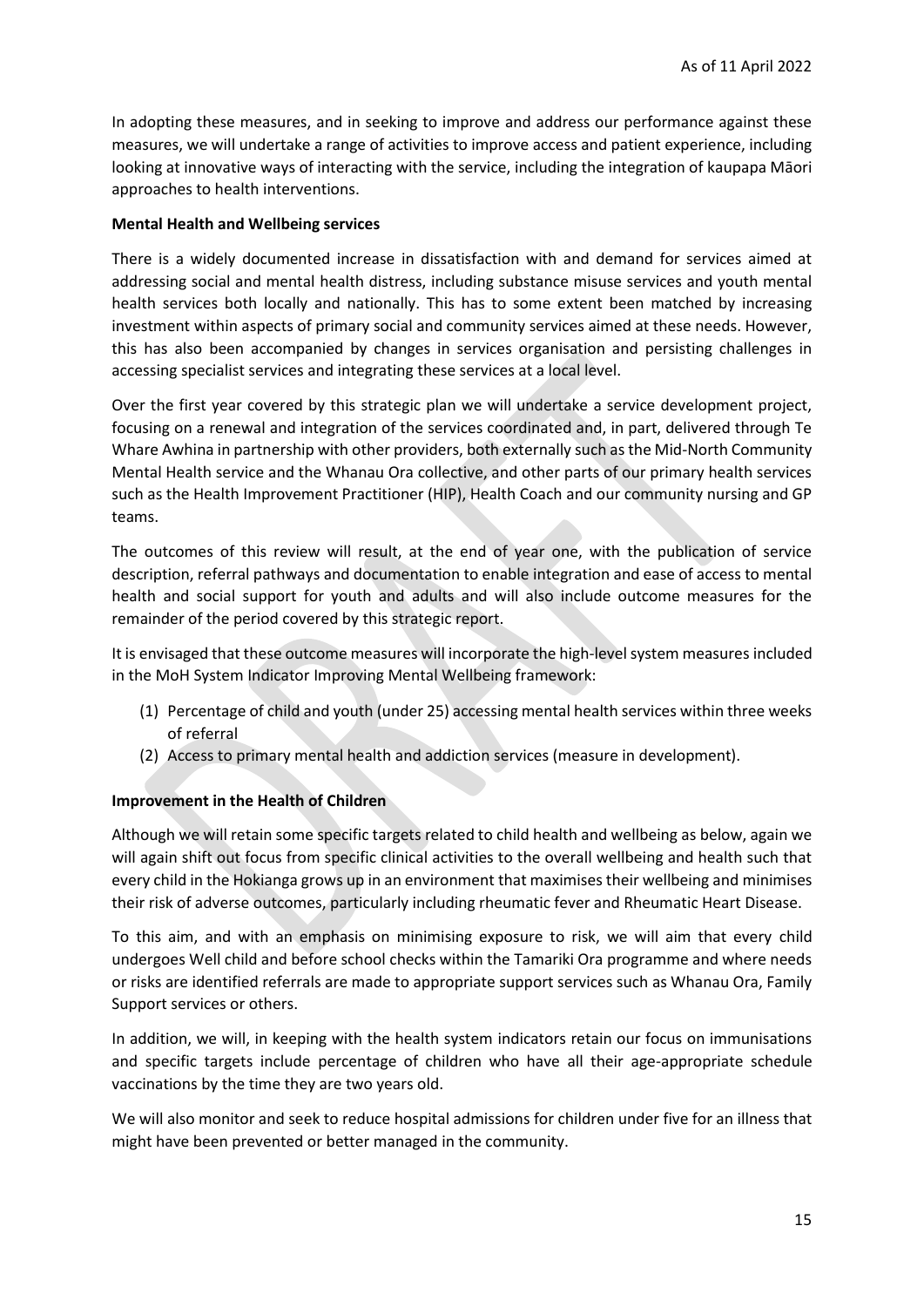In adopting these measures, and in seeking to improve and address our performance against these measures, we will undertake a range of activities to improve access and patient experience, including looking at innovative ways of interacting with the service, including the integration of kaupapa Māori approaches to health interventions.

**Mental Health and Wellbeing services**

There is a widely documented increase in dissatisfaction with and demand for services aimed at addressing social and mental health distress, including substance misuse services and youth mental health services both locally and nationally. This has to some extent been matched by increasing investment within aspects of primary social and community services aimed at these needs. However, this has also been accompanied by changes in services organisation and persisting challenges in accessing specialist services and integrating these services at a local level.

Over the first year covered by this strategic plan we will undertake a service development project, focusing on a renewal and integration of the services coordinated and, in part, delivered through Te Whare Awhina in partnership with other providers, both externally such as the Mid-North Community Mental Health service and the Whanau Ora collective, and other parts of our primary health services such as the Health Improvement Practitioner (HIP), Health Coach and our community nursing and GP teams.

The outcomes of this review will result, at the end of year one, with the publication of service description, referral pathways and documentation to enable integration and ease of access to mental health and social support for youth and adults and will also include outcome measures for the remainder of the period covered by this strategic report.

It is envisaged that these outcome measures will incorporate the high-level system measures included in the MoH System Indicator Improving Mental Wellbeing framework:

(1) Percentage of child and youth (under 25) accessing mental health services within three weeks of referral
(2) Access to primary mental health and addiction services (measure in development).

**Improvement in the Health of Children**

Although we will retain some specific targets related to child health and wellbeing as below, again we will again shift out focus from specific clinical activities to the overall wellbeing and health such that every child in the Hokianga grows up in an environment that maximises their wellbeing and minimises their risk of adverse outcomes, particularly including rheumatic fever and Rheumatic Heart Disease.

To this aim, and with an emphasis on minimising exposure to risk, we will aim that every child undergoes Well child and before school checks within the Tamariki Ora programme and where needs or risks are identified referrals are made to appropriate support services such as Whanau Ora, Family Support services or others.

In addition, we will, in keeping with the health system indicators retain our focus on immunisations and specific targets include percentage of children who have all their age-appropriate schedule vaccinations by the time they are two years old.

We will also monitor and seek to reduce hospital admissions for children under five for an illness that might have been prevented or better managed in the community.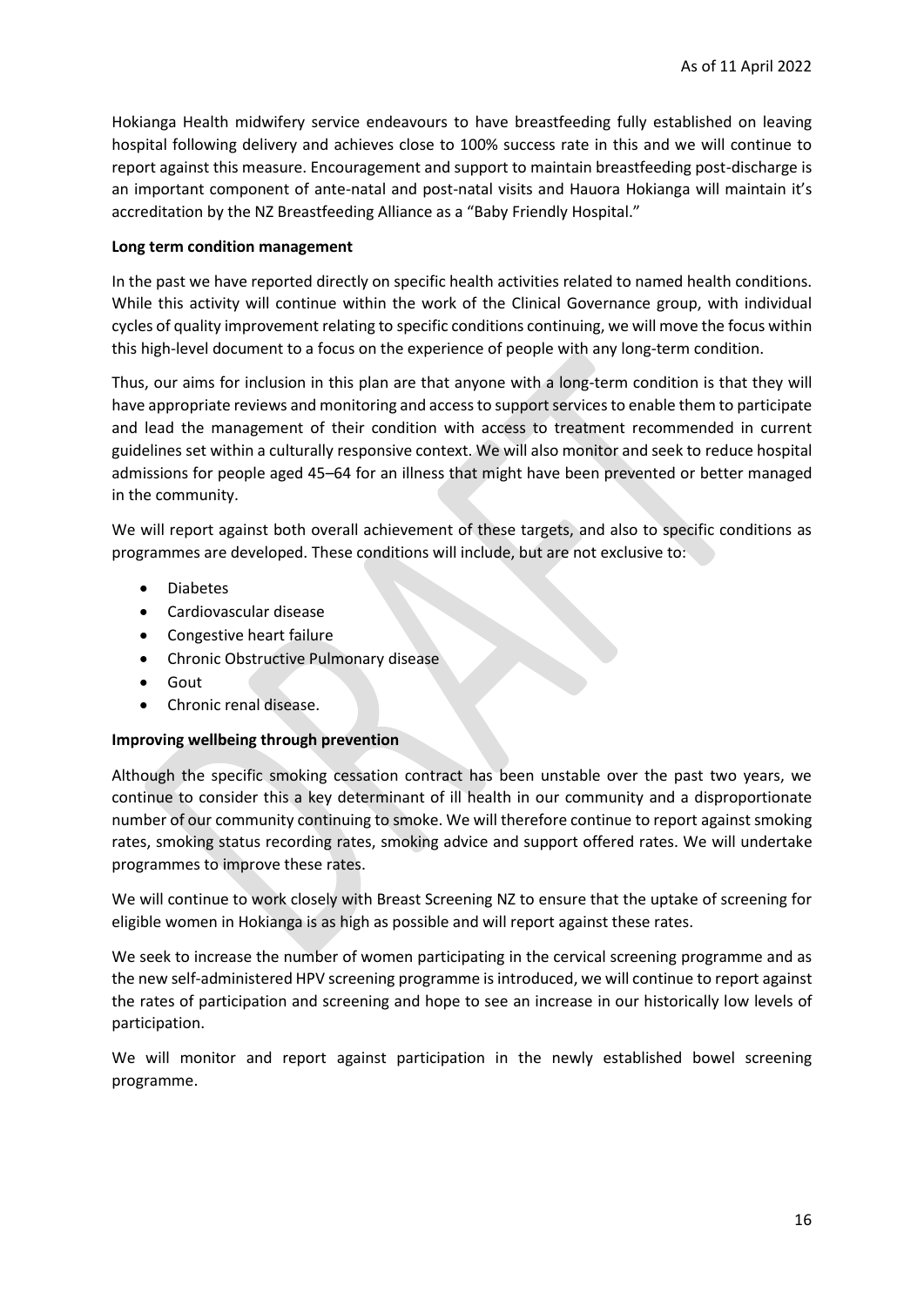Hokianga Health midwifery service endeavours to have breastfeeding fully established on leaving hospital following delivery and achieves close to 100% success rate in this and we will continue to report against this measure. Encouragement and support to maintain breastfeeding post-discharge is an important component of ante-natal and post-natal visits and Hauora Hokianga will maintain it's accreditation by the NZ Breastfeeding Alliance as a "Baby Friendly Hospital."

**Long term condition management**

In the past we have reported directly on specific health activities related to named health conditions. While this activity will continue within the work of the Clinical Governance group, with individual cycles of quality improvement relating to specific conditions continuing, we will move the focus within this high-level document to a focus on the experience of people with any long-term condition.

Thus, our aims for inclusion in this plan are that anyone with a long-term condition is that they will have appropriate reviews and monitoring and access to support services to enable them to participate and lead the management of their condition with access to treatment recommended in current guidelines set within a culturally responsive context. We will also monitor and seek to reduce hospital admissions for people aged 45–64 for an illness that might have been prevented or better managed in the community.

We will report against both overall achievement of these targets, and also to specific conditions as programmes are developed. These conditions will include, but are not exclusive to:

- Diabetes
- Cardiovascular disease
- Congestive heart failure
- Chronic Obstructive Pulmonary disease
- Gout
- Chronic renal disease.

**Improving wellbeing through prevention**

Although the specific smoking cessation contract has been unstable over the past two years, we continue to consider this a key determinant of ill health in our community and a disproportionate number of our community continuing to smoke. We will therefore continue to report against smoking rates, smoking status recording rates, smoking advice and support offered rates. We will undertake programmes to improve these rates.

We will continue to work closely with Breast Screening NZ to ensure that the uptake of screening for eligible women in Hokianga is as high as possible and will report against these rates.

We seek to increase the number of women participating in the cervical screening programme and as the new self-administered HPV screening programme is introduced, we will continue to report against the rates of participation and screening and hope to see an increase in our historically low levels of participation.

We will monitor and report against participation in the newly established bowel screening programme.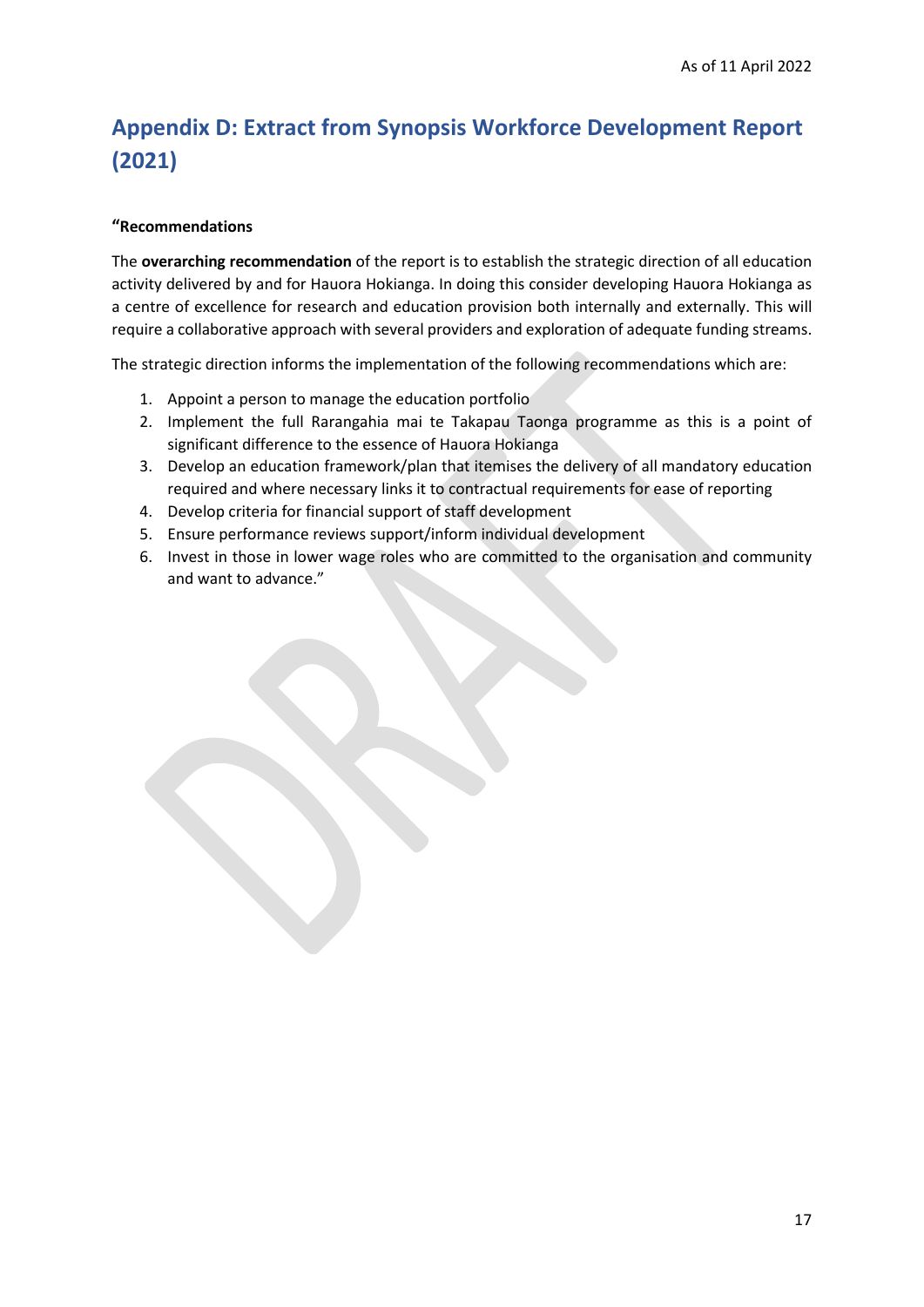## Appendix D: Extract from Synopsis Workforce Development Report (2021)

**"Recommendations**

The **overarching recommendation** of the report is to establish the strategic direction of all education activity delivered by and for Hauora Hokianga. In doing this consider developing Hauora Hokianga as a centre of excellence for research and education provision both internally and externally. This will require a collaborative approach with several providers and exploration of adequate funding streams.

The strategic direction informs the implementation of the following recommendations which are:

1. Appoint a person to manage the education portfolio
2. Implement the full Rarangahia mai te Takapau Taonga programme as this is a point of significant difference to the essence of Hauora Hokianga
3. Develop an education framework/plan that itemises the delivery of all mandatory education required and where necessary links it to contractual requirements for ease of reporting
4. Develop criteria for financial support of staff development
5. Ensure performance reviews support/inform individual development
6. Invest in those in lower wage roles who are committed to the organisation and community and want to advance."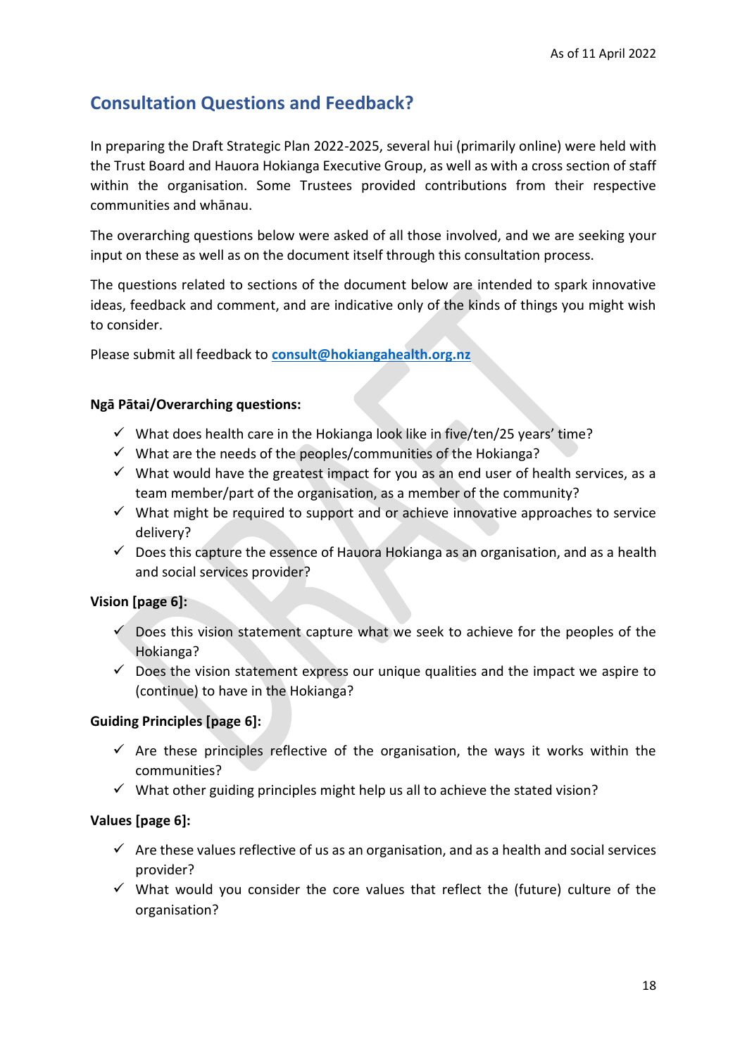## Consultation Questions and Feedback?

In preparing the Draft Strategic Plan 2022-2025, several hui (primarily online) were held with the Trust Board and Hauora Hokianga Executive Group, as well as with a cross section of staff within the organisation. Some Trustees provided contributions from their respective communities and whānau.

The overarching questions below were asked of all those involved, and we are seeking your input on these as well as on the document itself through this consultation process.

The questions related to sections of the document below are intended to spark innovative ideas, feedback and comment, and are indicative only of the kinds of things you might wish to consider.

Please submit all feedback to **consult@hokiangahealth.org.nz**

**Ngā Pātai/Overarching questions:**

- ✓ What does health care in the Hokianga look like in five/ten/25 years' time?
- ✓ What are the needs of the peoples/communities of the Hokianga?
- ✓ What would have the greatest impact for you as an end user of health services, as a team member/part of the organisation, as a member of the community?
- ✓ What might be required to support and or achieve innovative approaches to service delivery?
- ✓ Does this capture the essence of Hauora Hokianga as an organisation, and as a health and social services provider?

**Vision [page 6]:**

- ✓ Does this vision statement capture what we seek to achieve for the peoples of the Hokianga?
- ✓ Does the vision statement express our unique qualities and the impact we aspire to (continue) to have in the Hokianga?

**Guiding Principles [page 6]:**

- ✓ Are these principles reflective of the organisation, the ways it works within the communities?
- ✓ What other guiding principles might help us all to achieve the stated vision?

**Values [page 6]:**

- ✓ Are these values reflective of us as an organisation, and as a health and social services provider?
- ✓ What would you consider the core values that reflect the (future) culture of the organisation?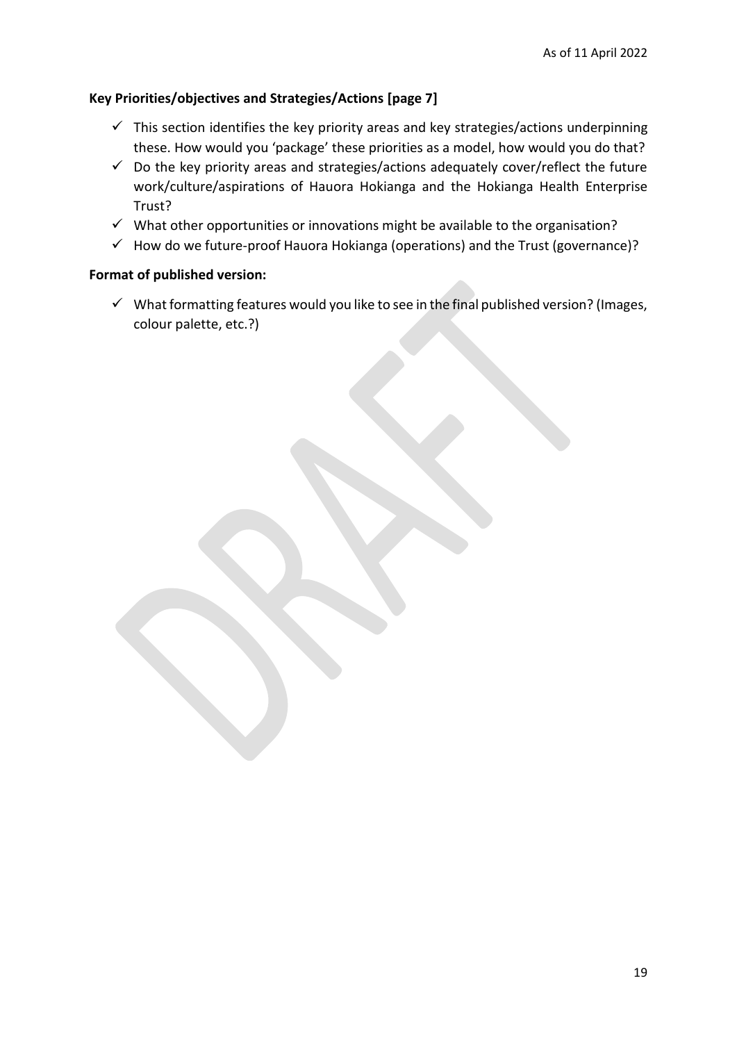**Key Priorities/objectives and Strategies/Actions [page 7]**

- ✓ This section identifies the key priority areas and key strategies/actions underpinning these. How would you 'package' these priorities as a model, how would you do that?
- ✓ Do the key priority areas and strategies/actions adequately cover/reflect the future work/culture/aspirations of Hauora Hokianga and the Hokianga Health Enterprise Trust?
- ✓ What other opportunities or innovations might be available to the organisation?
- ✓ How do we future-proof Hauora Hokianga (operations) and the Trust (governance)?

**Format of published version:**

- ✓ What formatting features would you like to see in the final published version? (Images, colour palette, etc.?)